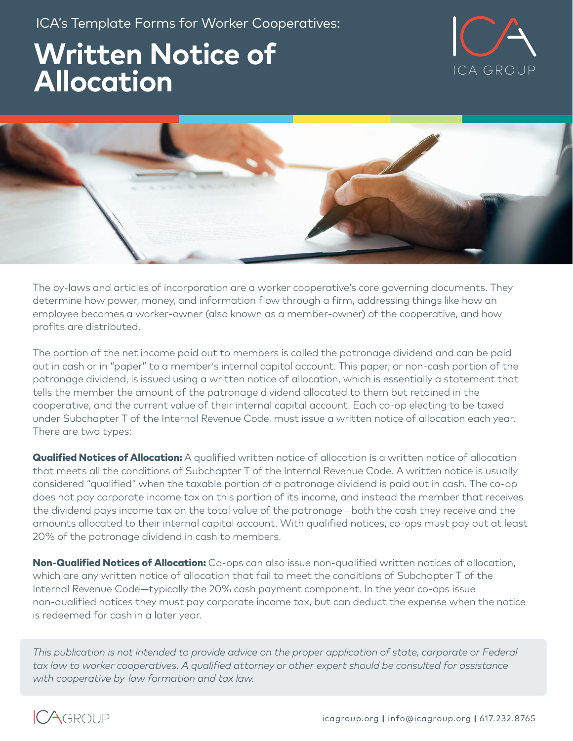ICA's Template Forms for Worker Cooperatives:

# Written Notice of Allocation

The by-laws and articles of incorporation are a worker cooperative's core governing documents. They determine how power, money, and information flow through a firm, addressing things like how an employee becomes a worker-owner (also known as a member-owner) of the cooperative, and how profits are distributed.

The portion of the net income paid out to members is called the patronage dividend and can be paid out in cash or in "paper" to a member's internal capital account. This paper, or non-cash portion of the patronage dividend, is issued using a written notice of allocation, which is essentially a statement that tells the member the amount of the patronage dividend allocated to them but retained in the cooperative, and the current value of their internal capital account. Each co-op electing to be taxed under Subchapter T of the Internal Revenue Code, must issue a written notice of allocation each year. There are two types:

**Qualified Notices of Allocation:** A qualified written notice of allocation is a written notice of allocation that meets all the conditions of Subchapter T of the Internal Revenue Code. A written notice is usually considered "qualified" when the taxable portion of a patronage dividend is paid out in cash. The co-op does not pay corporate income tax on this portion of its income, and instead the member that receives the dividend pays income tax on the total value of the patronage—both the cash they receive and the amounts allocated to their internal capital account. With qualified notices, co-ops must pay out at least 20% of the patronage dividend in cash to members.

**Non-Qualified Notices of Allocation:** Co-ops can also issue non-qualified written notices of allocation, which are any written notice of allocation that fail to meet the conditions of Subchapter T of the Internal Revenue Code—typically the 20% cash payment component. In the year co-ops issue non-qualified notices they must pay corporate income tax, but can deduct the expense when the notice is redeemed for cash in a later year.

*This publication is not intended to provide advice on the proper application of state, corporate or Federal tax law to worker cooperatives. A qualified attorney or other expert should be consulted for assistance with cooperative by-law formation and tax law.*

icagroup.org | info@icagroup.org | 617.232.8765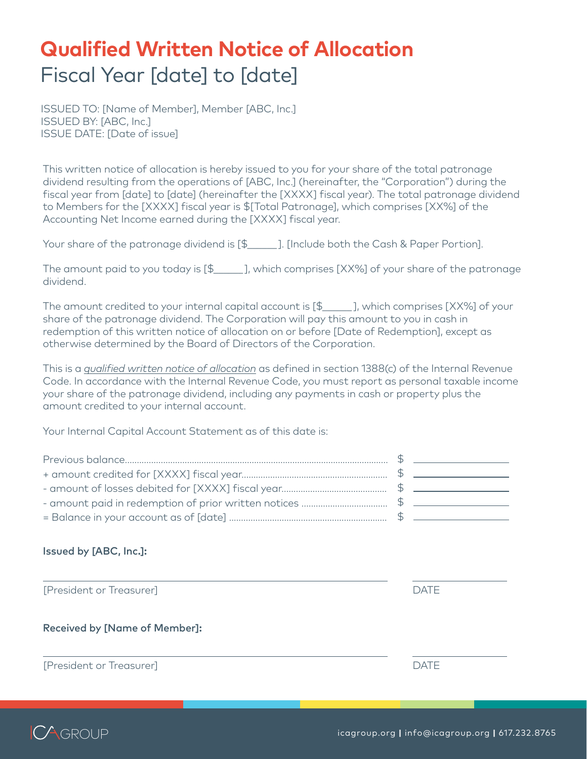# Qualified Written Notice of Allocation

## Fiscal Year [date] to [date]

ISSUED TO: [Name of Member], Member [ABC, Inc.]
ISSUED BY: [ABC, Inc.]
ISSUE DATE: [Date of issue]

This written notice of allocation is hereby issued to you for your share of the total patronage dividend resulting from the operations of [ABC, Inc.] (hereinafter, the "Corporation") during the fiscal year from [date] to [date] (hereinafter the [XXXX] fiscal year). The total patronage dividend to Members for the [XXXX] fiscal year is $[Total Patronage], which comprises [XX%] of the Accounting Net Income earned during the [XXXX] fiscal year.

Your share of the patronage dividend is [$_____]. [Include both the Cash & Paper Portion].

The amount paid to you today is [$_____], which comprises [XX%] of your share of the patronage dividend.

The amount credited to your internal capital account is [$_____], which comprises [XX%] of your share of the patronage dividend. The Corporation will pay this amount to you in cash in redemption of this written notice of allocation on or before [Date of Redemption], except as otherwise determined by the Board of Directors of the Corporation.

This is a *qualified written notice of allocation* as defined in section 1388(c) of the Internal Revenue Code. In accordance with the Internal Revenue Code, you must report as personal taxable income your share of the patronage dividend, including any payments in cash or property plus the amount credited to your internal account.

Your Internal Capital Account Statement as of this date is:

| | |
|---|---|
| Previous balance | $ _________ |
| + amount credited for [XXXX] fiscal year | $ _________ |
| - amount of losses debited for [XXXX] fiscal year | $ _________ |
| - amount paid in redemption of prior written notices | $ _________ |
| = Balance in your account as of [date] | $ _________ |

**Issued by [ABC, Inc.]:**

_______________________________ &nbsp;&nbsp; _____________
[President or Treasurer] &nbsp;&nbsp; DATE

**Received by [Name of Member]:**

_______________________________ &nbsp;&nbsp; _____________
[President or Treasurer] &nbsp;&nbsp; DATE

ICA GROUP

icagroup.org | info@icagroup.org | 617.232.8765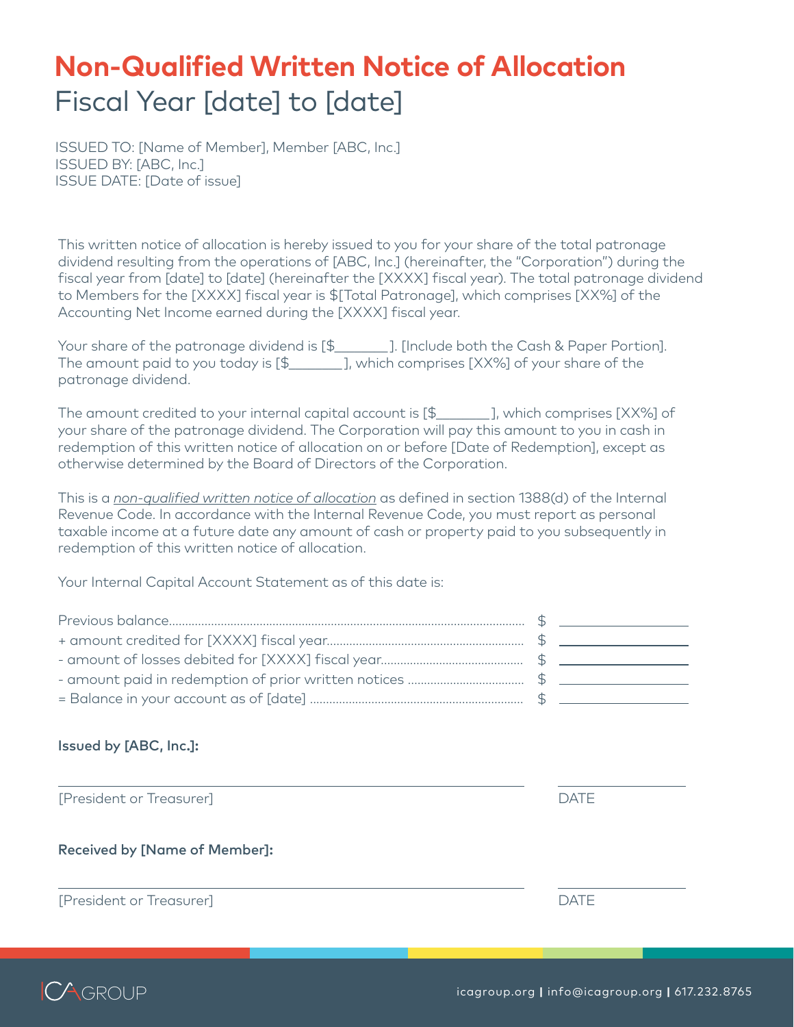# Non-Qualified Written Notice of Allocation

## Fiscal Year [date] to [date]

ISSUED TO: [Name of Member], Member [ABC, Inc.]
ISSUED BY: [ABC, Inc.]
ISSUE DATE: [Date of issue]

This written notice of allocation is hereby issued to you for your share of the total patronage dividend resulting from the operations of [ABC, Inc.] (hereinafter, the "Corporation") during the fiscal year from [date] to [date] (hereinafter the [XXXX] fiscal year). The total patronage dividend to Members for the [XXXX] fiscal year is $[Total Patronage], which comprises [XX%] of the Accounting Net Income earned during the [XXXX] fiscal year.

Your share of the patronage dividend is [$_______]. [Include both the Cash & Paper Portion]. The amount paid to you today is [$_______], which comprises [XX%] of your share of the patronage dividend.

The amount credited to your internal capital account is [$_______], which comprises [XX%] of your share of the patronage dividend. The Corporation will pay this amount to you in cash in redemption of this written notice of allocation on or before [Date of Redemption], except as otherwise determined by the Board of Directors of the Corporation.

This is a *non-qualified written notice of allocation* as defined in section 1388(d) of the Internal Revenue Code. In accordance with the Internal Revenue Code, you must report as personal taxable income at a future date any amount of cash or property paid to you subsequently in redemption of this written notice of allocation.

Your Internal Capital Account Statement as of this date is:

| | |
|---|---|
| Previous balance | $ ____________ |
| + amount credited for [XXXX] fiscal year | $ ____________ |
| - amount of losses debited for [XXXX] fiscal year | $ ____________ |
| - amount paid in redemption of prior written notices | $ ____________ |
| = Balance in your account as of [date] | $ ____________ |

**Issued by [ABC, Inc.]:**

______________________________ ____________
[President or Treasurer] DATE

**Received by [Name of Member]:**

______________________________ ____________
[President or Treasurer] DATE

ICA GROUP
icagroup.org | info@icagroup.org | 617.232.8765